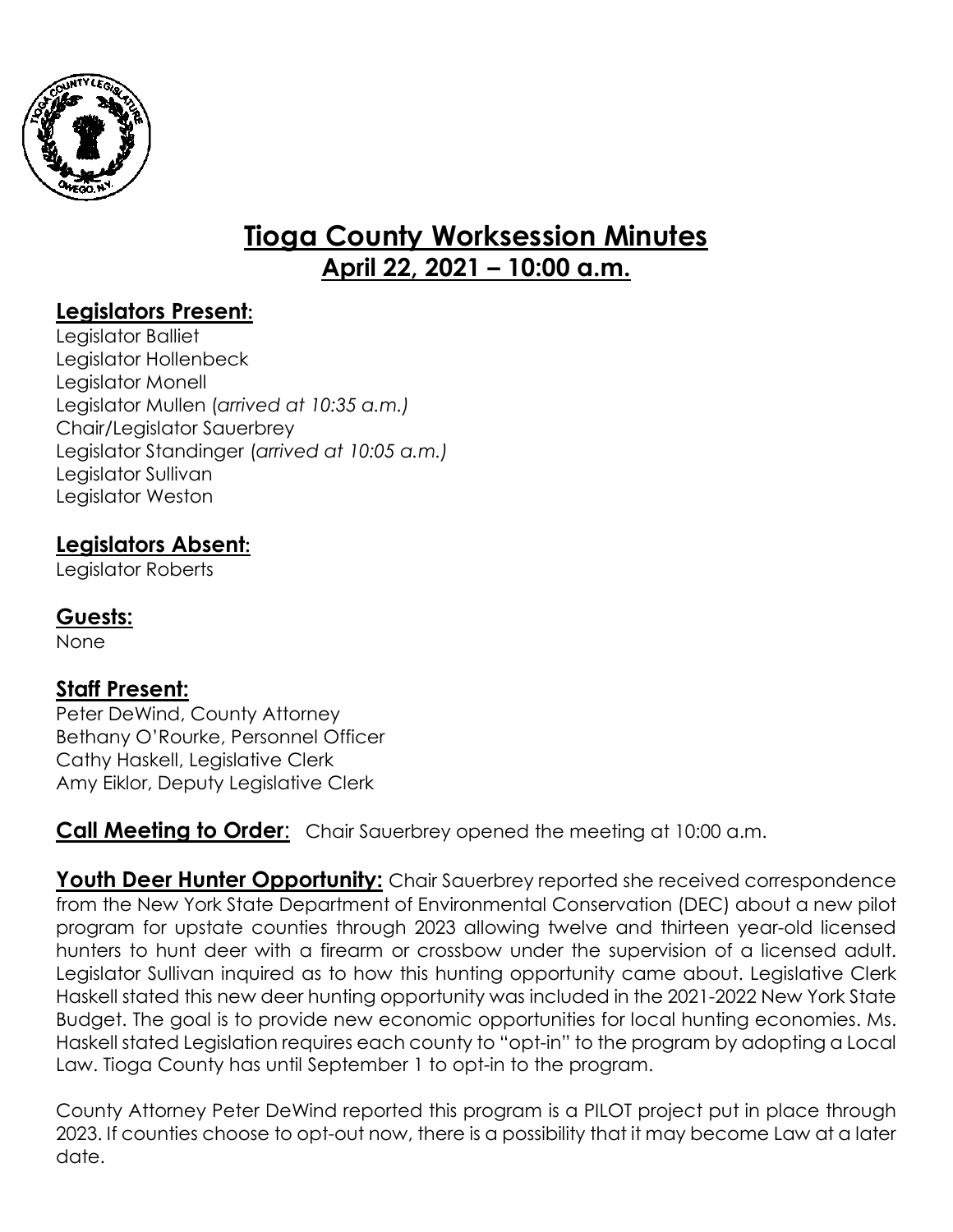# Tioga County Worksession Minutes

## April 22, 2021 – 10:00 a.m.

### Legislators Present:

Legislator Balliet
Legislator Hollenbeck
Legislator Monell
Legislator Mullen (*arrived at 10:35 a.m.)*
Chair/Legislator Sauerbrey
Legislator Standinger (*arrived at 10:05 a.m.)*
Legislator Sullivan
Legislator Weston

### Legislators Absent:

Legislator Roberts

### Guests:

None

### Staff Present:

Peter DeWind, County Attorney
Bethany O'Rourke, Personnel Officer
Cathy Haskell, Legislative Clerk
Amy Eiklor, Deputy Legislative Clerk

**Call Meeting to Order**: Chair Sauerbrey opened the meeting at 10:00 a.m.

**Youth Deer Hunter Opportunity:** Chair Sauerbrey reported she received correspondence from the New York State Department of Environmental Conservation (DEC) about a new pilot program for upstate counties through 2023 allowing twelve and thirteen year-old licensed hunters to hunt deer with a firearm or crossbow under the supervision of a licensed adult. Legislator Sullivan inquired as to how this hunting opportunity came about. Legislative Clerk Haskell stated this new deer hunting opportunity was included in the 2021-2022 New York State Budget. The goal is to provide new economic opportunities for local hunting economies. Ms. Haskell stated Legislation requires each county to "opt-in" to the program by adopting a Local Law. Tioga County has until September 1 to opt-in to the program.

County Attorney Peter DeWind reported this program is a PILOT project put in place through 2023. If counties choose to opt-out now, there is a possibility that it may become Law at a later date.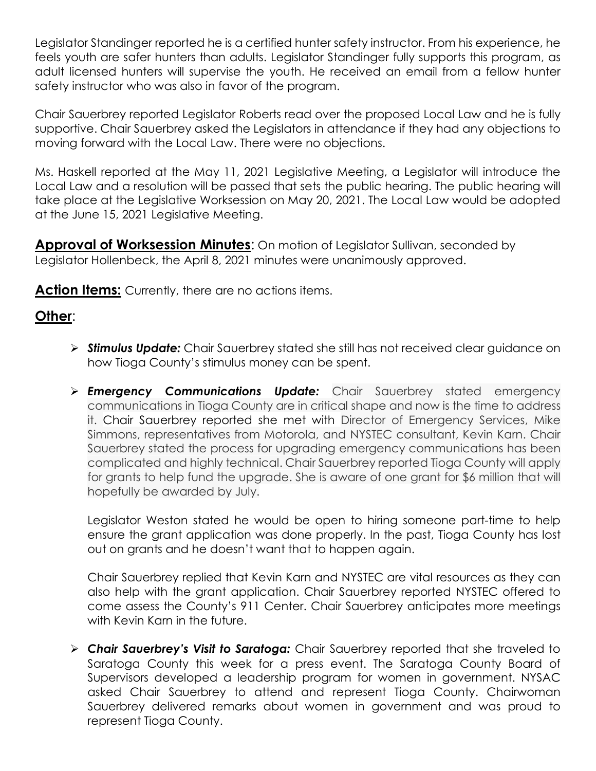Legislator Standinger reported he is a certified hunter safety instructor. From his experience, he feels youth are safer hunters than adults. Legislator Standinger fully supports this program, as adult licensed hunters will supervise the youth. He received an email from a fellow hunter safety instructor who was also in favor of the program.

Chair Sauerbrey reported Legislator Roberts read over the proposed Local Law and he is fully supportive. Chair Sauerbrey asked the Legislators in attendance if they had any objections to moving forward with the Local Law. There were no objections.

Ms. Haskell reported at the May 11, 2021 Legislative Meeting, a Legislator will introduce the Local Law and a resolution will be passed that sets the public hearing. The public hearing will take place at the Legislative Worksession on May 20, 2021. The Local Law would be adopted at the June 15, 2021 Legislative Meeting.

**Approval of Worksession Minutes**: On motion of Legislator Sullivan, seconded by Legislator Hollenbeck, the April 8, 2021 minutes were unanimously approved.

**Action Items:** Currently, there are no actions items.

**Other**:

- ***Stimulus Update:*** Chair Sauerbrey stated she still has not received clear guidance on how Tioga County's stimulus money can be spent.

- ***Emergency Communications Update:*** Chair Sauerbrey stated emergency communications in Tioga County are in critical shape and now is the time to address it. Chair Sauerbrey reported she met with Director of Emergency Services, Mike Simmons, representatives from Motorola, and NYSTEC consultant, Kevin Karn. Chair Sauerbrey stated the process for upgrading emergency communications has been complicated and highly technical. Chair Sauerbrey reported Tioga County will apply for grants to help fund the upgrade. She is aware of one grant for $6 million that will hopefully be awarded by July.

  Legislator Weston stated he would be open to hiring someone part-time to help ensure the grant application was done properly. In the past, Tioga County has lost out on grants and he doesn't want that to happen again.

  Chair Sauerbrey replied that Kevin Karn and NYSTEC are vital resources as they can also help with the grant application. Chair Sauerbrey reported NYSTEC offered to come assess the County's 911 Center. Chair Sauerbrey anticipates more meetings with Kevin Karn in the future.

- ***Chair Sauerbrey's Visit to Saratoga:*** Chair Sauerbrey reported that she traveled to Saratoga County this week for a press event. The Saratoga County Board of Supervisors developed a leadership program for women in government. NYSAC asked Chair Sauerbrey to attend and represent Tioga County. Chairwoman Sauerbrey delivered remarks about women in government and was proud to represent Tioga County.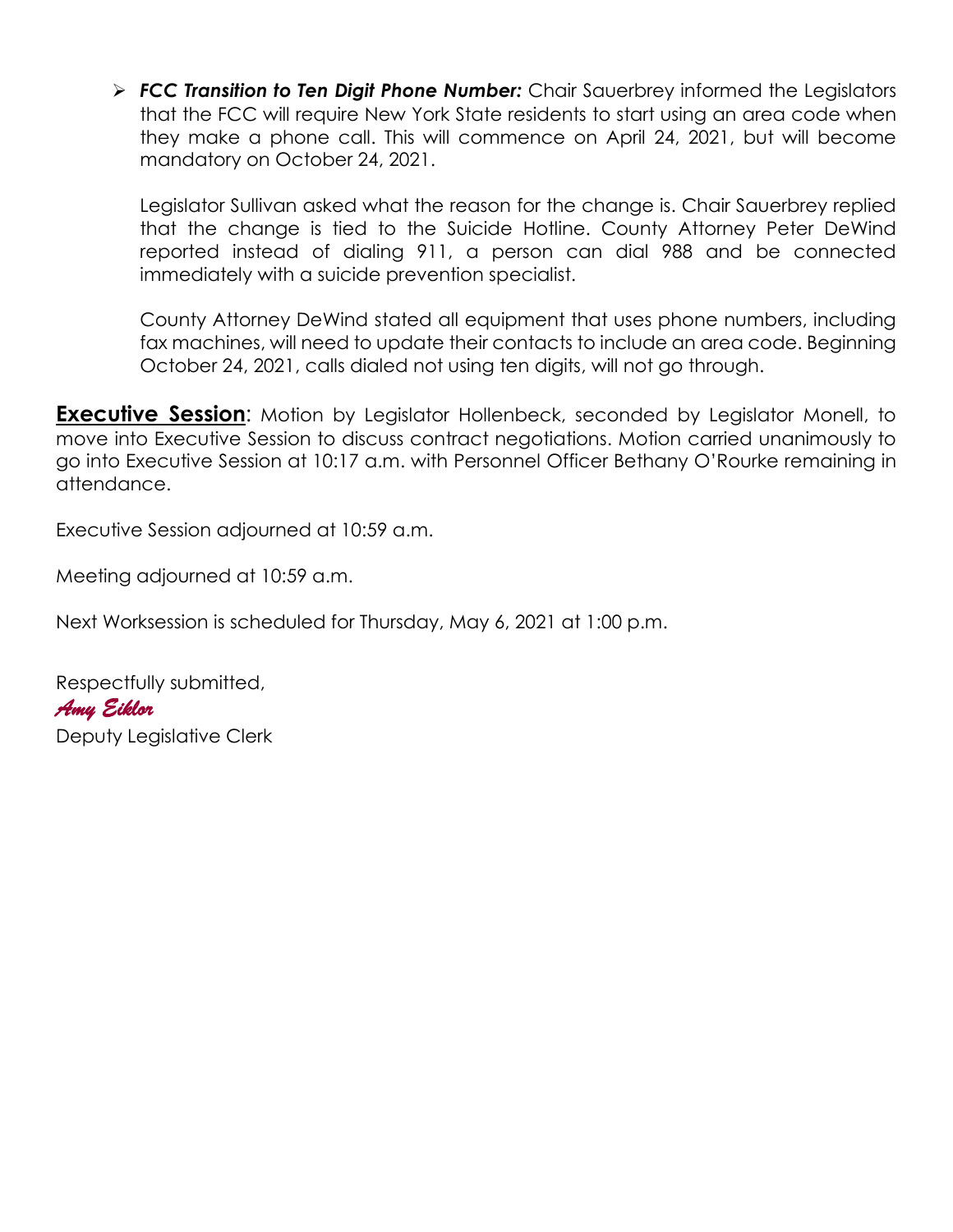- ***FCC Transition to Ten Digit Phone Number:*** Chair Sauerbrey informed the Legislators that the FCC will require New York State residents to start using an area code when they make a phone call. This will commence on April 24, 2021, but will become mandatory on October 24, 2021.

  Legislator Sullivan asked what the reason for the change is. Chair Sauerbrey replied that the change is tied to the Suicide Hotline. County Attorney Peter DeWind reported instead of dialing 911, a person can dial 988 and be connected immediately with a suicide prevention specialist.

  County Attorney DeWind stated all equipment that uses phone numbers, including fax machines, will need to update their contacts to include an area code. Beginning October 24, 2021, calls dialed not using ten digits, will not go through.

**Executive Session**: Motion by Legislator Hollenbeck, seconded by Legislator Monell, to move into Executive Session to discuss contract negotiations. Motion carried unanimously to go into Executive Session at 10:17 a.m. with Personnel Officer Bethany O'Rourke remaining in attendance.

Executive Session adjourned at 10:59 a.m.

Meeting adjourned at 10:59 a.m.

Next Worksession is scheduled for Thursday, May 6, 2021 at 1:00 p.m.

Respectfully submitted,

*Amy Eiklor*

Deputy Legislative Clerk